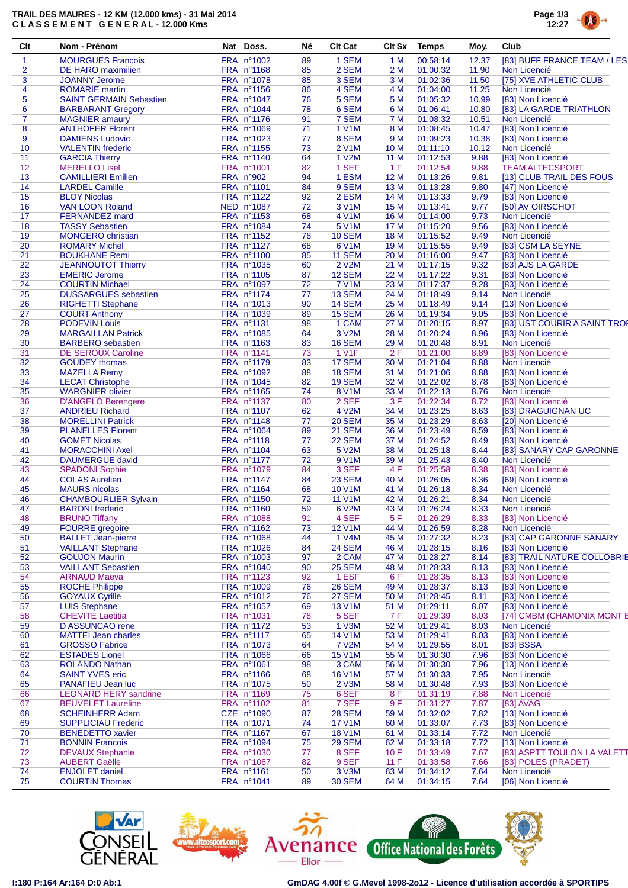**TRAIL DES MAURES - 12 KM (12.000 kms) - 31 Mai 2014**
**CLASSEMENT GENERAL - 12.000 Kms**

| Clt | Nom - Prénom | Nat | Doss. | Né | Clt Cat | Clt Sx | Temps | Moy. | Club |
|---|---|---|---|---|---|---|---|---|---|
| 1 | MOURGUES Francois | FRA | n°1002 | 89 | 1 SEM | 1 M | 00:58:14 | 12.37 | [83] BUFF FRANCE TEAM / LES |
| 2 | DE HARO maximilien | FRA | n°1168 | 85 | 2 SEM | 2 M | 01:00:32 | 11.90 | Non Licencié |
| 3 | JOANNY Jerome | FRA | n°1078 | 85 | 3 SEM | 3 M | 01:02:36 | 11.50 | [75] XVE ATHLETIC CLUB |
| 4 | ROMARIE martin | FRA | n°1156 | 86 | 4 SEM | 4 M | 01:04:00 | 11.25 | Non Licencié |
| 5 | SAINT GERMAIN Sebastien | FRA | n°1047 | 76 | 5 SEM | 5 M | 01:05:32 | 10.99 | [83] Non Licencié |
| 6 | BARBARANT Gregory | FRA | n°1044 | 78 | 6 SEM | 6 M | 01:06:41 | 10.80 | [83] LA GARDE TRIATHLON |
| 7 | MAGNIER amaury | FRA | n°1176 | 91 | 7 SEM | 7 M | 01:08:32 | 10.51 | Non Licencié |
| 8 | ANTHOFER Florent | FRA | n°1069 | 71 | 1 V1M | 8 M | 01:08:45 | 10.47 | [83] Non Licencié |
| 9 | DAMIENS Ludovic | FRA | n°1023 | 77 | 8 SEM | 9 M | 01:09:23 | 10.38 | [83] Non Licencié |
| 10 | VALENTIN frederic | FRA | n°1155 | 73 | 2 V1M | 10 M | 01:11:10 | 10.12 | Non Licencié |
| 11 | GARCIA Thierry | FRA | n°1140 | 64 | 1 V2M | 11 M | 01:12:53 | 9.88 | [83] Non Licencié |
| 12 | MERELLO Lisel | FRA | n°1001 | 82 | 1 SEF | 1 F | 01:12:54 | 9.88 | TEAM ALTECSPORT |
| 13 | CAMILLIERI Emilien | FRA | n°902 | 94 | 1 ESM | 12 M | 01:13:26 | 9.81 | [13] CLUB TRAIL DES FOUS |
| 14 | LARDEL Camille | FRA | n°1101 | 84 | 9 SEM | 13 M | 01:13:28 | 9.80 | [47] Non Licencié |
| 15 | BLOY Nicolas | FRA | n°1122 | 92 | 2 ESM | 14 M | 01:13:33 | 9.79 | [83] Non Licencié |
| 16 | VAN LOON Roland | NED | n°1087 | 72 | 3 V1M | 15 M | 01:13:41 | 9.77 | [50] AV OIRSCHOT |
| 17 | FERNANDEZ mard | FRA | n°1153 | 68 | 4 V1M | 16 M | 01:14:00 | 9.73 | Non Licencié |
| 18 | TASSY Sebastien | FRA | n°1084 | 74 | 5 V1M | 17 M | 01:15:20 | 9.56 | [83] Non Licencié |
| 19 | MONGERO christian | FRA | n°1152 | 78 | 10 SEM | 18 M | 01:15:52 | 9.49 | Non Licencié |
| 20 | ROMARY Michel | FRA | n°1127 | 68 | 6 V1M | 19 M | 01:15:55 | 9.49 | [83] CSM LA SEYNE |
| 21 | BOUKHANE Remi | FRA | n°1100 | 85 | 11 SEM | 20 M | 01:16:00 | 9.47 | [83] Non Licencié |
| 22 | JEANNOUTOT Thierry | FRA | n°1035 | 60 | 2 V2M | 21 M | 01:17:15 | 9.32 | [83] AJS LA GARDE |
| 23 | EMERIC Jerome | FRA | n°1105 | 87 | 12 SEM | 22 M | 01:17:22 | 9.31 | [83] Non Licencié |
| 24 | COURTIN Michael | FRA | n°1097 | 72 | 7 V1M | 23 M | 01:17:37 | 9.28 | [83] Non Licencié |
| 25 | DUSSARGUES sebastien | FRA | n°1174 | 77 | 13 SEM | 24 M | 01:18:49 | 9.14 | Non Licencié |
| 26 | RIGHETTI Stephane | FRA | n°1013 | 90 | 14 SEM | 25 M | 01:18:49 | 9.14 | [13] Non Licencié |
| 27 | COURT Anthony | FRA | n°1039 | 89 | 15 SEM | 26 M | 01:19:34 | 9.05 | [83] Non Licencié |
| 28 | PODEVIN Louis | FRA | n°1131 | 98 | 1 CAM | 27 M | 01:20:15 | 8.97 | [83] UST COURIR A SAINT TROP |
| 29 | MARGAILLAN Patrick | FRA | n°1085 | 64 | 3 V2M | 28 M | 01:20:24 | 8.96 | [83] Non Licencié |
| 30 | BARBERO sebastien | FRA | n°1163 | 83 | 16 SEM | 29 M | 01:20:48 | 8.91 | Non Licencié |
| 31 | DE SEROUX Caroline | FRA | n°1141 | 73 | 1 V1F | 2 F | 01:21:00 | 8.89 | [83] Non Licencié |
| 32 | GOUDEY thomas | FRA | n°1179 | 83 | 17 SEM | 30 M | 01:21:04 | 8.88 | Non Licencié |
| 33 | MAZELLA Remy | FRA | n°1092 | 88 | 18 SEM | 31 M | 01:21:06 | 8.88 | [83] Non Licencié |
| 34 | LECAT Christophe | FRA | n°1045 | 82 | 19 SEM | 32 M | 01:22:02 | 8.78 | [83] Non Licencié |
| 35 | WARGNIER olivier | FRA | n°1165 | 74 | 8 V1M | 33 M | 01:22:13 | 8.76 | Non Licencié |
| 36 | D'ANGELO Berengere | FRA | n°1137 | 80 | 2 SEF | 3 F | 01:22:34 | 8.72 | [83] Non Licencié |
| 37 | ANDRIEU Richard | FRA | n°1107 | 62 | 4 V2M | 34 M | 01:23:25 | 8.63 | [83] DRAGUIGNAN UC |
| 38 | MORELLINI Patrick | FRA | n°1148 | 77 | 20 SEM | 35 M | 01:23:29 | 8.63 | [20] Non Licencié |
| 39 | PLANELLES Florent | FRA | n°1064 | 89 | 21 SEM | 36 M | 01:23:49 | 8.59 | [83] Non Licencié |
| 40 | GOMET Nicolas | FRA | n°1118 | 77 | 22 SEM | 37 M | 01:24:52 | 8.49 | [83] Non Licencié |
| 41 | MORACCHINI Axel | FRA | n°1104 | 63 | 5 V2M | 38 M | 01:25:18 | 8.44 | [83] SANARY CAP GARONNE |
| 42 | DAUMERGUE david | FRA | n°1177 | 72 | 9 V1M | 39 M | 01:25:43 | 8.40 | Non Licencié |
| 43 | SPADONI Sophie | FRA | n°1079 | 84 | 3 SEF | 4 F | 01:25:58 | 8.38 | [83] Non Licencié |
| 44 | COLAS Aurelien | FRA | n°1147 | 84 | 23 SEM | 40 M | 01:26:05 | 8.36 | [69] Non Licencié |
| 45 | MAURS nicolas | FRA | n°1164 | 68 | 10 V1M | 41 M | 01:26:18 | 8.34 | Non Licencié |
| 46 | CHAMBOURLIER Sylvain | FRA | n°1150 | 72 | 11 V1M | 42 M | 01:26:21 | 8.34 | Non Licencié |
| 47 | BARONI frederic | FRA | n°1160 | 59 | 6 V2M | 43 M | 01:26:24 | 8.33 | Non Licencié |
| 48 | BRUNO Tiffany | FRA | n°1088 | 91 | 4 SEF | 5 F | 01:26:29 | 8.33 | [83] Non Licencié |
| 49 | FOURRE gregoire | FRA | n°1162 | 73 | 12 V1M | 44 M | 01:26:59 | 8.28 | Non Licencié |
| 50 | BALLET Jean-pierre | FRA | n°1068 | 44 | 1 V4M | 45 M | 01:27:32 | 8.23 | [83] CAP GARONNE SANARY |
| 51 | VAILLANT Stephane | FRA | n°1026 | 84 | 24 SEM | 46 M | 01:28:15 | 8.16 | [83] Non Licencié |
| 52 | GOUJON Maurin | FRA | n°1003 | 97 | 2 CAM | 47 M | 01:28:27 | 8.14 | [83] TRAIL NATURE COLLOBRIE |
| 53 | VAILLANT Sebastien | FRA | n°1040 | 90 | 25 SEM | 48 M | 01:28:33 | 8.13 | [83] Non Licencié |
| 54 | ARNAUD Maeva | FRA | n°1123 | 92 | 1 ESF | 6 F | 01:28:35 | 8.13 | [83] Non Licencié |
| 55 | ROCHE Philippe | FRA | n°1009 | 76 | 26 SEM | 49 M | 01:28:37 | 8.13 | [83] Non Licencié |
| 56 | GOYAUX Cyrille | FRA | n°1012 | 76 | 27 SEM | 50 M | 01:28:45 | 8.11 | [83] Non Licencié |
| 57 | LUIS Stephane | FRA | n°1057 | 69 | 13 V1M | 51 M | 01:29:11 | 8.07 | [83] Non Licencié |
| 58 | CHEVITE Laetitia | FRA | n°1031 | 78 | 5 SEF | 7 F | 01:29:39 | 8.03 | [74] CMBM (CHAMONIX MONT B |
| 59 | D ASSUNCAO rene | FRA | n°1172 | 53 | 1 V3M | 52 M | 01:29:41 | 8.03 | Non Licencié |
| 60 | MATTEI Jean charles | FRA | n°1117 | 65 | 14 V1M | 53 M | 01:29:41 | 8.03 | [83] Non Licencié |
| 61 | GROSSO Fabrice | FRA | n°1073 | 64 | 7 V2M | 54 M | 01:29:55 | 8.01 | [83] BSSA |
| 62 | ESTADES Lionel | FRA | n°1066 | 66 | 15 V1M | 55 M | 01:30:30 | 7.96 | [83] Non Licencié |
| 63 | ROLANDO Nathan | FRA | n°1061 | 98 | 3 CAM | 56 M | 01:30:30 | 7.96 | [13] Non Licencié |
| 64 | SAINT YVES eric | FRA | n°1166 | 68 | 16 V1M | 57 M | 01:30:33 | 7.95 | Non Licencié |
| 65 | PANAFIEU Jean luc | FRA | n°1075 | 50 | 2 V3M | 58 M | 01:30:48 | 7.93 | [83] Non Licencié |
| 66 | LEONARD HERY sandrine | FRA | n°1169 | 75 | 6 SEF | 8 F | 01:31:19 | 7.88 | Non Licencié |
| 67 | BEUVELET Laureline | FRA | n°1102 | 81 | 7 SEF | 9 F | 01:31:27 | 7.87 | [83] AVAG |
| 68 | SCHEINHERR Adam | CZE | n°1090 | 87 | 28 SEM | 59 M | 01:32:02 | 7.82 | [13] Non Licencié |
| 69 | SUPPLICIAU Frederic | FRA | n°1071 | 74 | 17 V1M | 60 M | 01:33:07 | 7.73 | [83] Non Licencié |
| 70 | BENEDETTO xavier | FRA | n°1167 | 67 | 18 V1M | 61 M | 01:33:14 | 7.72 | Non Licencié |
| 71 | BONNIN Francois | FRA | n°1094 | 75 | 29 SEM | 62 M | 01:33:18 | 7.72 | [13] Non Licencié |
| 72 | DEVAUX Stephanie | FRA | n°1030 | 77 | 8 SEF | 10 F | 01:33:49 | 7.67 | [83] ASPTT TOULON LA VALETT |
| 73 | AUBERT Gaëlle | FRA | n°1067 | 82 | 9 SEF | 11 F | 01:33:58 | 7.66 | [83] POLES (PRADET) |
| 74 | ENJOLET daniel | FRA | n°1161 | 50 | 3 V3M | 63 M | 01:34:12 | 7.64 | Non Licencié |
| 75 | COURTIN Thomas | FRA | n°1041 | 89 | 30 SEM | 64 M | 01:34:15 | 7.64 | [06] Non Licencié |

I:180 P:164 Ar:164 D:0 Ab:1

GmDAG 4.00f © G.Mevel 1998-2o12 - Licence d'utilisation accordée à SPORTIPS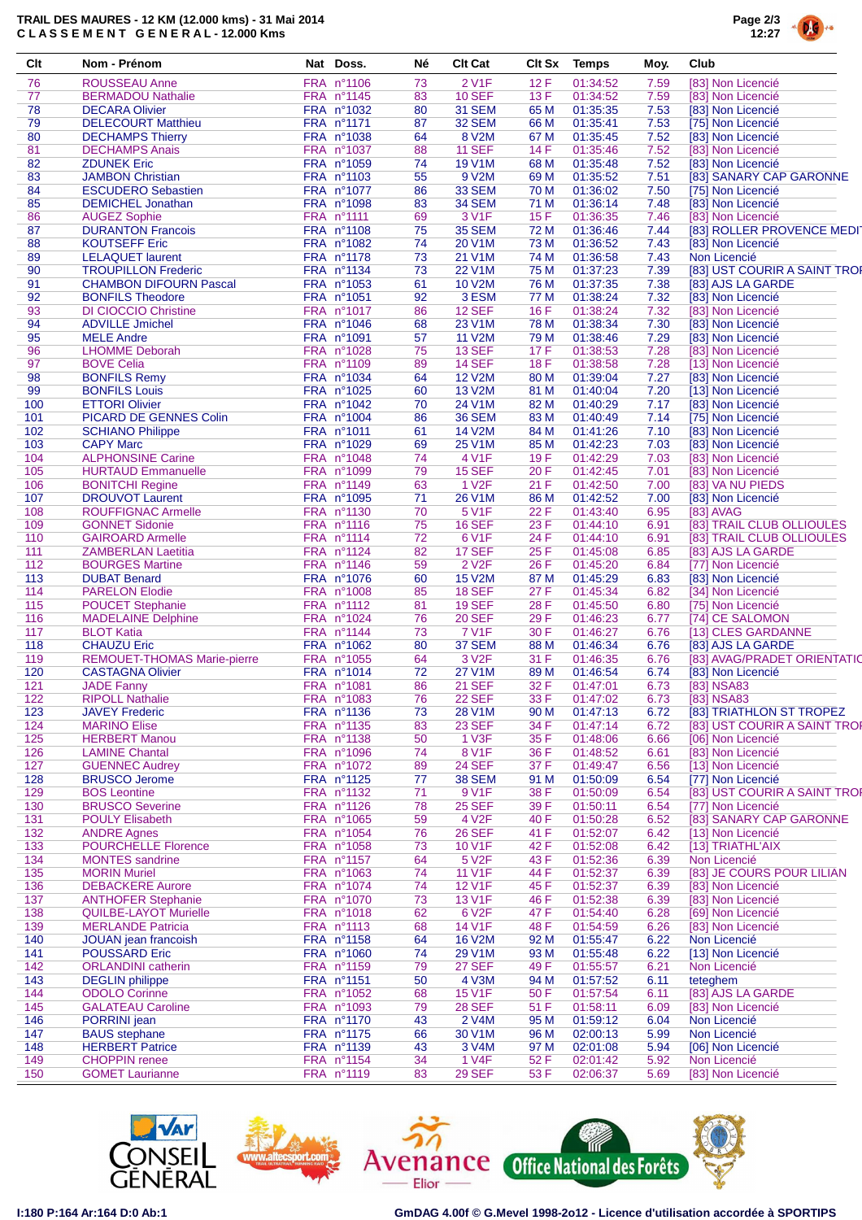**TRAIL DES MAURES - 12 KM (12.000 kms) - 31 Mai 2014**
**CLASSEMENT GENERAL - 12.000 Kms**

| Clt | Nom - Prénom | Nat | Doss. | Né | Clt Cat | Clt Sx | Temps | Moy. | Club |
|---|---|---|---|---|---|---|---|---|---|
| 76 | ROUSSEAU Anne | FRA | n°1106 | 73 | 2 V1F | 12 F | 01:34:52 | 7.59 | [83] Non Licencié |
| 77 | BERMADOU Nathalie | FRA | n°1145 | 83 | 10 SEF | 13 F | 01:34:52 | 7.59 | [83] Non Licencié |
| 78 | DECARA Olivier | FRA | n°1032 | 80 | 31 SEM | 65 M | 01:35:35 | 7.53 | [83] Non Licencié |
| 79 | DELECOURT Matthieu | FRA | n°1171 | 87 | 32 SEM | 66 M | 01:35:41 | 7.53 | [75] Non Licencié |
| 80 | DECHAMPS Thierry | FRA | n°1038 | 64 | 8 V2M | 67 M | 01:35:45 | 7.52 | [83] Non Licencié |
| 81 | DECHAMPS Anais | FRA | n°1037 | 88 | 11 SEF | 14 F | 01:35:46 | 7.52 | [83] Non Licencié |
| 82 | ZDUNEK Eric | FRA | n°1059 | 74 | 19 V1M | 68 M | 01:35:48 | 7.52 | [83] Non Licencié |
| 83 | JAMBON Christian | FRA | n°1103 | 55 | 9 V2M | 69 M | 01:35:52 | 7.51 | [83] SANARY CAP GARONNE |
| 84 | ESCUDERO Sebastien | FRA | n°1077 | 86 | 33 SEM | 70 M | 01:36:02 | 7.50 | [75] Non Licencié |
| 85 | DEMICHEL Jonathan | FRA | n°1098 | 83 | 34 SEM | 71 M | 01:36:14 | 7.48 | [83] Non Licencié |
| 86 | AUGEZ Sophie | FRA | n°1111 | 69 | 3 V1F | 15 F | 01:36:35 | 7.46 | [83] Non Licencié |
| 87 | DURANTON Francois | FRA | n°1108 | 75 | 35 SEM | 72 M | 01:36:46 | 7.44 | [83] ROLLER PROVENCE MEDI |
| 88 | KOUTSEFF Eric | FRA | n°1082 | 74 | 20 V1M | 73 M | 01:36:52 | 7.43 | [83] Non Licencié |
| 89 | LELAQUET laurent | FRA | n°1178 | 73 | 21 V1M | 74 M | 01:36:58 | 7.43 | Non Licencié |
| 90 | TROUPILLON Frederic | FRA | n°1134 | 73 | 22 V1M | 75 M | 01:37:23 | 7.39 | [83] UST COURIR A SAINT TRO |
| 91 | CHAMBON DIFOURN Pascal | FRA | n°1053 | 61 | 10 V2M | 76 M | 01:37:35 | 7.38 | [83] AJS LA GARDE |
| 92 | BONFILS Theodore | FRA | n°1051 | 92 | 3 ESM | 77 M | 01:38:24 | 7.32 | [83] Non Licencié |
| 93 | DI CIOCCIO Christine | FRA | n°1017 | 86 | 12 SEF | 16 F | 01:38:24 | 7.32 | [83] Non Licencié |
| 94 | ADVILLE Jmichel | FRA | n°1046 | 68 | 23 V1M | 78 M | 01:38:34 | 7.30 | [83] Non Licencié |
| 95 | MELE Andre | FRA | n°1091 | 57 | 11 V2M | 79 M | 01:38:46 | 7.29 | [83] Non Licencié |
| 96 | LHOMME Deborah | FRA | n°1028 | 75 | 13 SEF | 17 F | 01:38:53 | 7.28 | [83] Non Licencié |
| 97 | BOVE Celia | FRA | n°1109 | 89 | 14 SEF | 18 F | 01:38:58 | 7.28 | [13] Non Licencié |
| 98 | BONFILS Remy | FRA | n°1034 | 64 | 12 V2M | 80 M | 01:39:04 | 7.27 | [83] Non Licencié |
| 99 | BONFILS Louis | FRA | n°1025 | 60 | 13 V2M | 81 M | 01:40:04 | 7.20 | [13] Non Licencié |
| 100 | ETTORI Olivier | FRA | n°1042 | 70 | 24 V1M | 82 M | 01:40:29 | 7.17 | [83] Non Licencié |
| 101 | PICARD DE GENNES Colin | FRA | n°1004 | 86 | 36 SEM | 83 M | 01:40:49 | 7.14 | [75] Non Licencié |
| 102 | SCHIANO Philippe | FRA | n°1011 | 61 | 14 V2M | 84 M | 01:41:26 | 7.10 | [83] Non Licencié |
| 103 | CAPY Marc | FRA | n°1029 | 69 | 25 V1M | 85 M | 01:42:23 | 7.03 | [83] Non Licencié |
| 104 | ALPHONSINE Carine | FRA | n°1048 | 74 | 4 V1F | 19 F | 01:42:29 | 7.03 | [83] Non Licencié |
| 105 | HURTAUD Emmanuelle | FRA | n°1099 | 79 | 15 SEF | 20 F | 01:42:45 | 7.01 | [83] Non Licencié |
| 106 | BONITCHI Regine | FRA | n°1149 | 63 | 1 V2F | 21 F | 01:42:50 | 7.00 | [83] VA NU PIEDS |
| 107 | DROUVOT Laurent | FRA | n°1095 | 71 | 26 V1M | 86 M | 01:42:52 | 7.00 | [83] Non Licencié |
| 108 | ROUFFIGNAC Armelle | FRA | n°1130 | 70 | 5 V1F | 22 F | 01:43:40 | 6.95 | [83] AVAG |
| 109 | GONNET Sidonie | FRA | n°1116 | 75 | 16 SEF | 23 F | 01:44:10 | 6.91 | [83] TRAIL CLUB OLLIOULES |
| 110 | GAIRAORD Armelle | FRA | n°1114 | 72 | 6 V1F | 24 F | 01:44:10 | 6.91 | [83] TRAIL CLUB OLLIOULES |
| 111 | ZAMBERLAN Laetitia | FRA | n°1124 | 82 | 17 SEF | 25 F | 01:45:08 | 6.85 | [83] AJS LA GARDE |
| 112 | BOURGES Martine | FRA | n°1146 | 59 | 2 V2F | 26 F | 01:45:20 | 6.84 | [77] Non Licencié |
| 113 | DUBAT Benard | FRA | n°1076 | 60 | 15 V2M | 87 M | 01:45:29 | 6.83 | [83] Non Licencié |
| 114 | PARELON Elodie | FRA | n°1008 | 85 | 18 SEF | 27 F | 01:45:34 | 6.82 | [34] Non Licencié |
| 115 | POUCET Stephanie | FRA | n°1112 | 81 | 19 SEF | 28 F | 01:45:50 | 6.80 | [75] Non Licencié |
| 116 | MADELAINE Delphine | FRA | n°1024 | 76 | 20 SEF | 29 F | 01:46:23 | 6.77 | [74] CE SALOMON |
| 117 | BLOT Katia | FRA | n°1144 | 73 | 7 V1F | 30 F | 01:46:27 | 6.76 | [13] CLES GARDANNE |
| 118 | CHAUZU Eric | FRA | n°1062 | 80 | 37 SEM | 88 M | 01:46:34 | 6.76 | [83] AJS LA GARDE |
| 119 | REMOUET-THOMAS Marie-pierre | FRA | n°1055 | 64 | 3 V2F | 31 F | 01:46:35 | 6.76 | [83] AVAG/PRADET ORIENTATIC |
| 120 | CASTAGNA Olivier | FRA | n°1014 | 72 | 27 V1M | 89 M | 01:46:54 | 6.74 | [83] Non Licencié |
| 121 | JADE Fanny | FRA | n°1081 | 86 | 21 SEF | 32 F | 01:47:01 | 6.73 | [83] NSA83 |
| 122 | RIPOLL Nathalie | FRA | n°1083 | 76 | 22 SEF | 33 F | 01:47:02 | 6.73 | [83] NSA83 |
| 123 | JAVEY Frederic | FRA | n°1136 | 73 | 28 V1M | 90 M | 01:47:13 | 6.72 | [83] TRIATHLON ST TROPEZ |
| 124 | MARINO Elise | FRA | n°1135 | 83 | 23 SEF | 34 F | 01:47:14 | 6.72 | [83] UST COURIR A SAINT TRO |
| 125 | HERBERT Manou | FRA | n°1138 | 50 | 1 V3F | 35 F | 01:48:06 | 6.66 | [06] Non Licencié |
| 126 | LAMINE Chantal | FRA | n°1096 | 74 | 8 V1F | 36 F | 01:48:52 | 6.61 | [83] Non Licencié |
| 127 | GUENNEC Audrey | FRA | n°1072 | 89 | 24 SEF | 37 F | 01:49:47 | 6.56 | [13] Non Licencié |
| 128 | BRUSCO Jerome | FRA | n°1125 | 77 | 38 SEM | 91 M | 01:50:09 | 6.54 | [77] Non Licencié |
| 129 | BOS Leontine | FRA | n°1132 | 71 | 9 V1F | 38 F | 01:50:09 | 6.54 | [83] UST COURIR A SAINT TRO |
| 130 | BRUSCO Severine | FRA | n°1126 | 78 | 25 SEF | 39 F | 01:50:11 | 6.54 | [77] Non Licencié |
| 131 | POULY Elisabeth | FRA | n°1065 | 59 | 4 V2F | 40 F | 01:50:28 | 6.52 | [83] SANARY CAP GARONNE |
| 132 | ANDRE Agnes | FRA | n°1054 | 76 | 26 SEF | 41 F | 01:52:07 | 6.42 | [13] Non Licencié |
| 133 | POURCHELLE Florence | FRA | n°1058 | 73 | 10 V1F | 42 F | 01:52:08 | 6.42 | [13] TRIATHL'AIX |
| 134 | MONTES sandrine | FRA | n°1157 | 64 | 5 V2F | 43 F | 01:52:36 | 6.39 | Non Licencié |
| 135 | MORIN Muriel | FRA | n°1063 | 74 | 11 V1F | 44 F | 01:52:37 | 6.39 | [83] JE COURS POUR LILIAN |
| 136 | DEBACKERE Aurore | FRA | n°1074 | 74 | 12 V1F | 45 F | 01:52:37 | 6.39 | [83] Non Licencié |
| 137 | ANTHOFER Stephanie | FRA | n°1070 | 73 | 13 V1F | 46 F | 01:52:38 | 6.39 | [83] Non Licencié |
| 138 | QUILBE-LAYOT Murielle | FRA | n°1018 | 62 | 6 V2F | 47 F | 01:54:40 | 6.28 | [69] Non Licencié |
| 139 | MERLANDE Patricia | FRA | n°1113 | 68 | 14 V1F | 48 F | 01:54:59 | 6.26 | [83] Non Licencié |
| 140 | JOUAN jean francoish | FRA | n°1158 | 64 | 16 V2M | 92 M | 01:55:47 | 6.22 | Non Licencié |
| 141 | POUSSARD Eric | FRA | n°1060 | 74 | 29 V1M | 93 M | 01:55:48 | 6.22 | [13] Non Licencié |
| 142 | ORLANDINI catherin | FRA | n°1159 | 79 | 27 SEF | 49 F | 01:55:57 | 6.21 | Non Licencié |
| 143 | DEGLIN philippe | FRA | n°1151 | 50 | 4 V3M | 94 M | 01:57:52 | 6.11 | teteghem |
| 144 | ODOLO Corinne | FRA | n°1052 | 68 | 15 V1F | 50 F | 01:57:54 | 6.11 | [83] AJS LA GARDE |
| 145 | GALATEAU Caroline | FRA | n°1093 | 79 | 28 SEF | 51 F | 01:58:11 | 6.09 | [83] Non Licencié |
| 146 | PORRINI jean | FRA | n°1170 | 43 | 2 V4M | 95 M | 01:59:12 | 6.04 | Non Licencié |
| 147 | BAUS stephane | FRA | n°1175 | 66 | 30 V1M | 96 M | 02:00:13 | 5.99 | Non Licencié |
| 148 | HERBERT Patrice | FRA | n°1139 | 43 | 3 V4M | 97 M | 02:01:08 | 5.94 | [06] Non Licencié |
| 149 | CHOPPIN renee | FRA | n°1154 | 34 | 1 V4F | 52 F | 02:01:42 | 5.92 | Non Licencié |
| 150 | GOMET Laurianne | FRA | n°1119 | 83 | 29 SEF | 53 F | 02:06:37 | 5.69 | [83] Non Licencié |

I:180 P:164 Ar:164 D:0 Ab:1

GmDAG 4.00f © G.Mevel 1998-2o12 - Licence d'utilisation accordée à SPORTIPS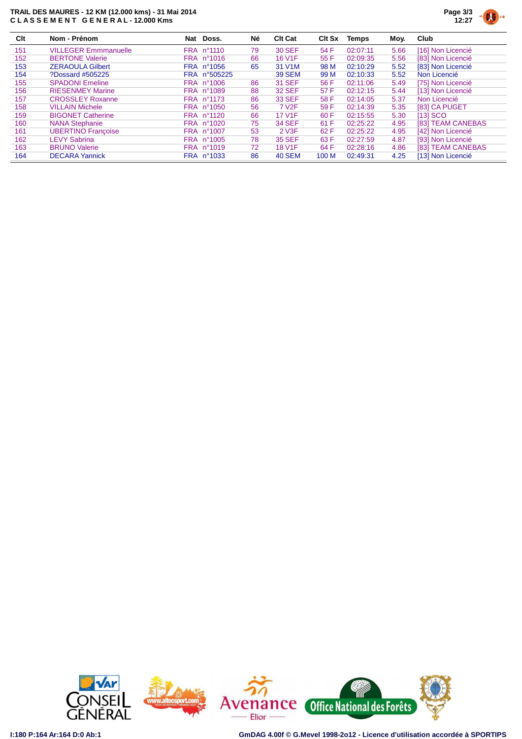**TRAIL DES MAURES - 12 KM (12.000 kms) - 31 Mai 2014**
**C L A S S E M E N T  G E N E R A L - 12.000 Kms**

| Clt | Nom - Prénom | Nat | Doss. | Né | Clt Cat | Clt Sx | Temps | Moy. | Club |
|---|---|---|---|---|---|---|---|---|---|
| 151 | VILLEGER Emmmanuelle | FRA | n°1110 | 79 | 30 SEF | 54 F | 02:07:11 | 5.66 | [16] Non Licencié |
| 152 | BERTONE Valerie | FRA | n°1016 | 66 | 16 V1F | 55 F | 02:09:35 | 5.56 | [83] Non Licencié |
| 153 | ZERAOULA Gilbert | FRA | n°1056 | 65 | 31 V1M | 98 M | 02:10:29 | 5.52 | [83] Non Licencié |
| 154 | ?Dossard #505225 | FRA | n°505225 | | 39 SEM | 99 M | 02:10:33 | 5.52 | Non Licencié |
| 155 | SPADONI Emeline | FRA | n°1006 | 86 | 31 SEF | 56 F | 02:11:06 | 5.49 | [75] Non Licencié |
| 156 | RIESENMEY Marine | FRA | n°1089 | 88 | 32 SEF | 57 F | 02:12:15 | 5.44 | [13] Non Licencié |
| 157 | CROSSLEY Roxanne | FRA | n°1173 | 86 | 33 SEF | 58 F | 02:14:05 | 5.37 | Non Licencié |
| 158 | VILLAIN Michele | FRA | n°1050 | 56 | 7 V2F | 59 F | 02:14:39 | 5.35 | [83] CA PUGET |
| 159 | BIGONET Catherine | FRA | n°1120 | 66 | 17 V1F | 60 F | 02:15:55 | 5.30 | [13] SCO |
| 160 | NANA Stephanie | FRA | n°1020 | 75 | 34 SEF | 61 F | 02:25:22 | 4.95 | [83] TEAM CANEBAS |
| 161 | UBERTINO Françoise | FRA | n°1007 | 53 | 2 V3F | 62 F | 02:25:22 | 4.95 | [42] Non Licencié |
| 162 | LEVY Sabrina | FRA | n°1005 | 78 | 35 SEF | 63 F | 02:27:59 | 4.87 | [93] Non Licencié |
| 163 | BRUNO Valerie | FRA | n°1019 | 72 | 18 V1F | 64 F | 02:28:16 | 4.86 | [83] TEAM CANEBAS |
| 164 | DECARA Yannick | FRA | n°1033 | 86 | 40 SEM | 100 M | 02:49:31 | 4.25 | [13] Non Licencié |

I:180 P:164 Ar:164 D:0 Ab:1

GmDAG 4.00f © G.Mevel 1998-2o12 - Licence d'utilisation accordée à SPORTIPS